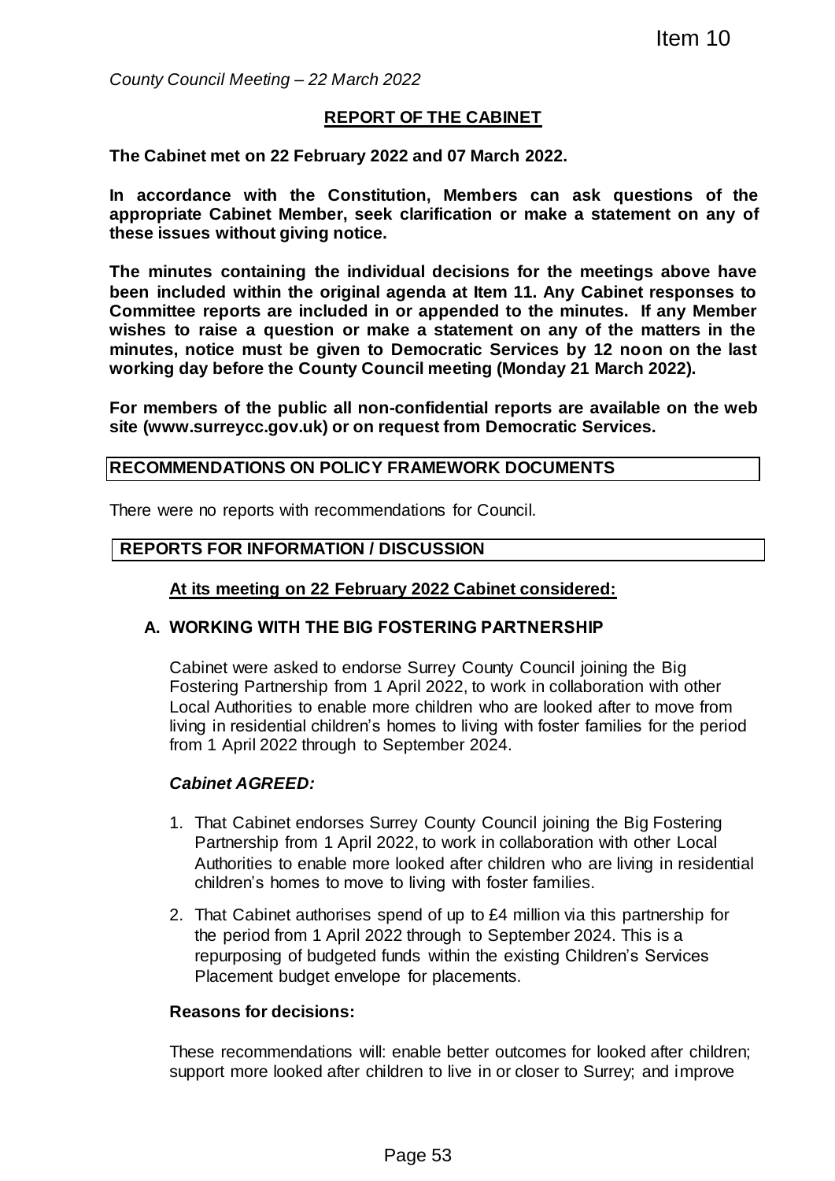Item 10

*County Council Meeting – 22 March 2022*

## REPORT OF THE CABINET

**The Cabinet met on 22 February 2022 and 07 March 2022.**

**In accordance with the Constitution, Members can ask questions of the appropriate Cabinet Member, seek clarification or make a statement on any of these issues without giving notice.**

**The minutes containing the individual decisions for the meetings above have been included within the original agenda at Item 11. Any Cabinet responses to Committee reports are included in or appended to the minutes. If any Member wishes to raise a question or make a statement on any of the matters in the minutes, notice must be given to Democratic Services by 12 noon on the last working day before the County Council meeting (Monday 21 March 2022).**

**For members of the public all non-confidential reports are available on the web site (www.surreycc.gov.uk) or on request from Democratic Services.**

### RECOMMENDATIONS ON POLICY FRAMEWORK DOCUMENTS

There were no reports with recommendations for Council.

### REPORTS FOR INFORMATION / DISCUSSION

**At its meeting on 22 February 2022 Cabinet considered:**

**A. WORKING WITH THE BIG FOSTERING PARTNERSHIP**

Cabinet were asked to endorse Surrey County Council joining the Big Fostering Partnership from 1 April 2022, to work in collaboration with other Local Authorities to enable more children who are looked after to move from living in residential children's homes to living with foster families for the period from 1 April 2022 through to September 2024.

***Cabinet AGREED:***

1. That Cabinet endorses Surrey County Council joining the Big Fostering Partnership from 1 April 2022, to work in collaboration with other Local Authorities to enable more looked after children who are living in residential children's homes to move to living with foster families.
2. That Cabinet authorises spend of up to £4 million via this partnership for the period from 1 April 2022 through to September 2024. This is a repurposing of budgeted funds within the existing Children's Services Placement budget envelope for placements.

**Reasons for decisions:**

These recommendations will: enable better outcomes for looked after children; support more looked after children to live in or closer to Surrey; and improve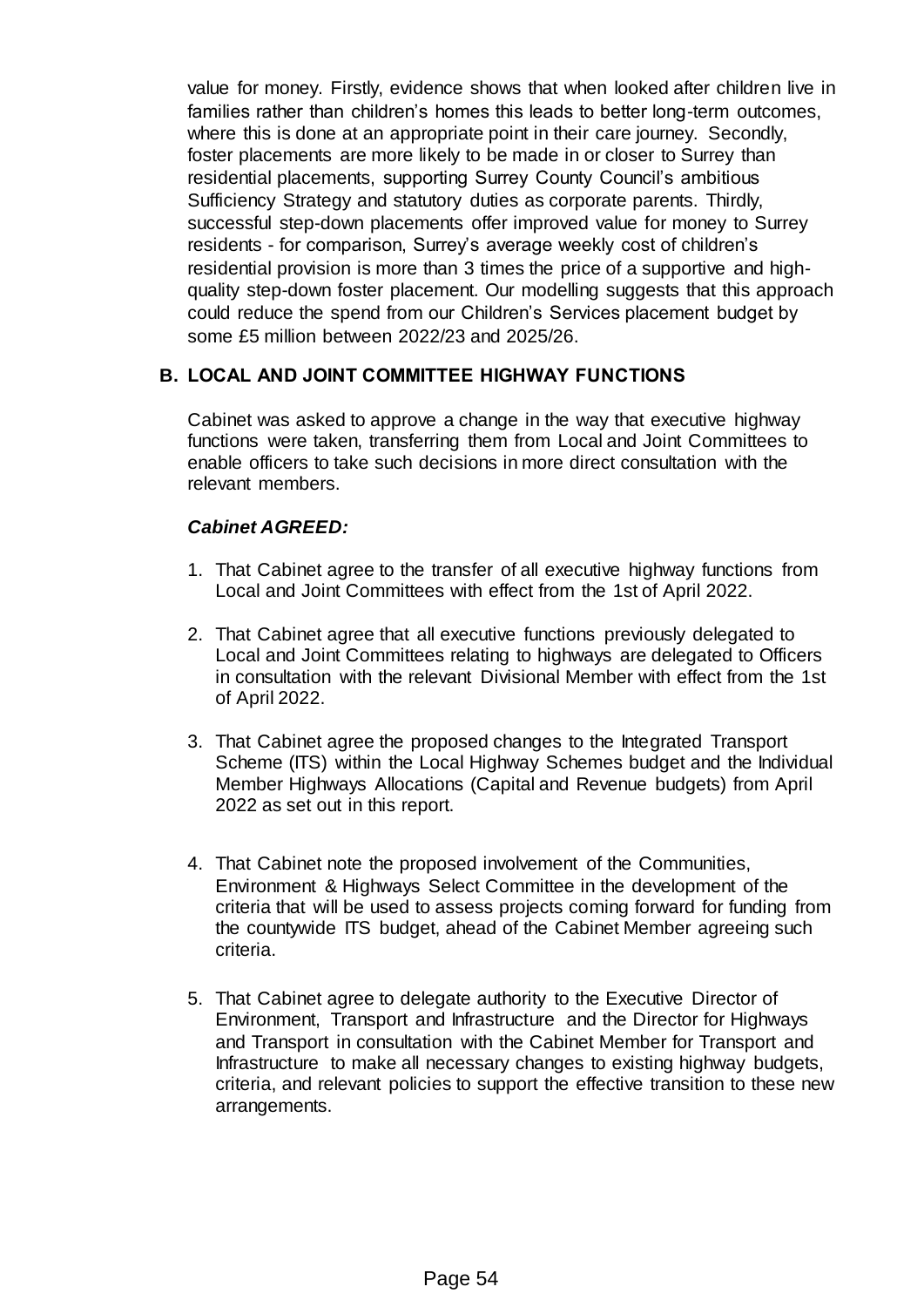value for money. Firstly, evidence shows that when looked after children live in families rather than children's homes this leads to better long-term outcomes, where this is done at an appropriate point in their care journey. Secondly, foster placements are more likely to be made in or closer to Surrey than residential placements, supporting Surrey County Council's ambitious Sufficiency Strategy and statutory duties as corporate parents. Thirdly, successful step-down placements offer improved value for money to Surrey residents - for comparison, Surrey's average weekly cost of children's residential provision is more than 3 times the price of a supportive and high-quality step-down foster placement. Our modelling suggests that this approach could reduce the spend from our Children's Services placement budget by some £5 million between 2022/23 and 2025/26.

## B. LOCAL AND JOINT COMMITTEE HIGHWAY FUNCTIONS

Cabinet was asked to approve a change in the way that executive highway functions were taken, transferring them from Local and Joint Committees to enable officers to take such decisions in more direct consultation with the relevant members.

***Cabinet AGREED:***

1. That Cabinet agree to the transfer of all executive highway functions from Local and Joint Committees with effect from the 1st of April 2022.

2. That Cabinet agree that all executive functions previously delegated to Local and Joint Committees relating to highways are delegated to Officers in consultation with the relevant Divisional Member with effect from the 1st of April 2022.

3. That Cabinet agree the proposed changes to the Integrated Transport Scheme (ITS) within the Local Highway Schemes budget and the Individual Member Highways Allocations (Capital and Revenue budgets) from April 2022 as set out in this report.

4. That Cabinet note the proposed involvement of the Communities, Environment & Highways Select Committee in the development of the criteria that will be used to assess projects coming forward for funding from the countywide ITS budget, ahead of the Cabinet Member agreeing such criteria.

5. That Cabinet agree to delegate authority to the Executive Director of Environment, Transport and Infrastructure and the Director for Highways and Transport in consultation with the Cabinet Member for Transport and Infrastructure to make all necessary changes to existing highway budgets, criteria, and relevant policies to support the effective transition to these new arrangements.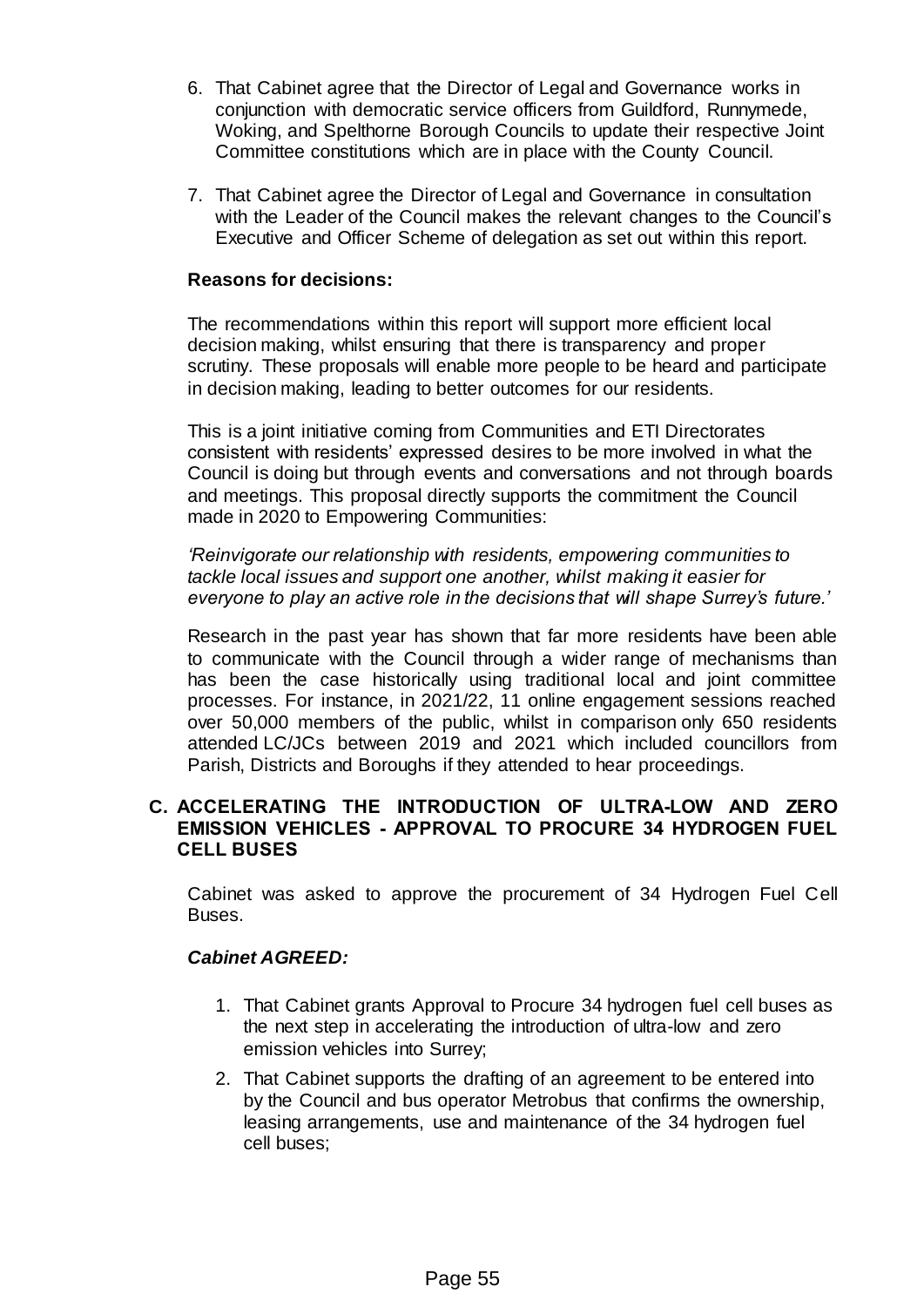6. That Cabinet agree that the Director of Legal and Governance works in conjunction with democratic service officers from Guildford, Runnymede, Woking, and Spelthorne Borough Councils to update their respective Joint Committee constitutions which are in place with the County Council.

7. That Cabinet agree the Director of Legal and Governance in consultation with the Leader of the Council makes the relevant changes to the Council's Executive and Officer Scheme of delegation as set out within this report.

**Reasons for decisions:**

The recommendations within this report will support more efficient local decision making, whilst ensuring that there is transparency and proper scrutiny. These proposals will enable more people to be heard and participate in decision making, leading to better outcomes for our residents.

This is a joint initiative coming from Communities and ETI Directorates consistent with residents' expressed desires to be more involved in what the Council is doing but through events and conversations and not through boards and meetings. This proposal directly supports the commitment the Council made in 2020 to Empowering Communities:

*'Reinvigorate our relationship with residents, empowering communities to tackle local issues and support one another, whilst making it easier for everyone to play an active role in the decisions that will shape Surrey's future.'*

Research in the past year has shown that far more residents have been able to communicate with the Council through a wider range of mechanisms than has been the case historically using traditional local and joint committee processes. For instance, in 2021/22, 11 online engagement sessions reached over 50,000 members of the public, whilst in comparison only 650 residents attended LC/JCs between 2019 and 2021 which included councillors from Parish, Districts and Boroughs if they attended to hear proceedings.

## C. ACCELERATING THE INTRODUCTION OF ULTRA-LOW AND ZERO EMISSION VEHICLES - APPROVAL TO PROCURE 34 HYDROGEN FUEL CELL BUSES

Cabinet was asked to approve the procurement of 34 Hydrogen Fuel Cell Buses.

***Cabinet AGREED:***

1. That Cabinet grants Approval to Procure 34 hydrogen fuel cell buses as the next step in accelerating the introduction of ultra-low and zero emission vehicles into Surrey;
2. That Cabinet supports the drafting of an agreement to be entered into by the Council and bus operator Metrobus that confirms the ownership, leasing arrangements, use and maintenance of the 34 hydrogen fuel cell buses;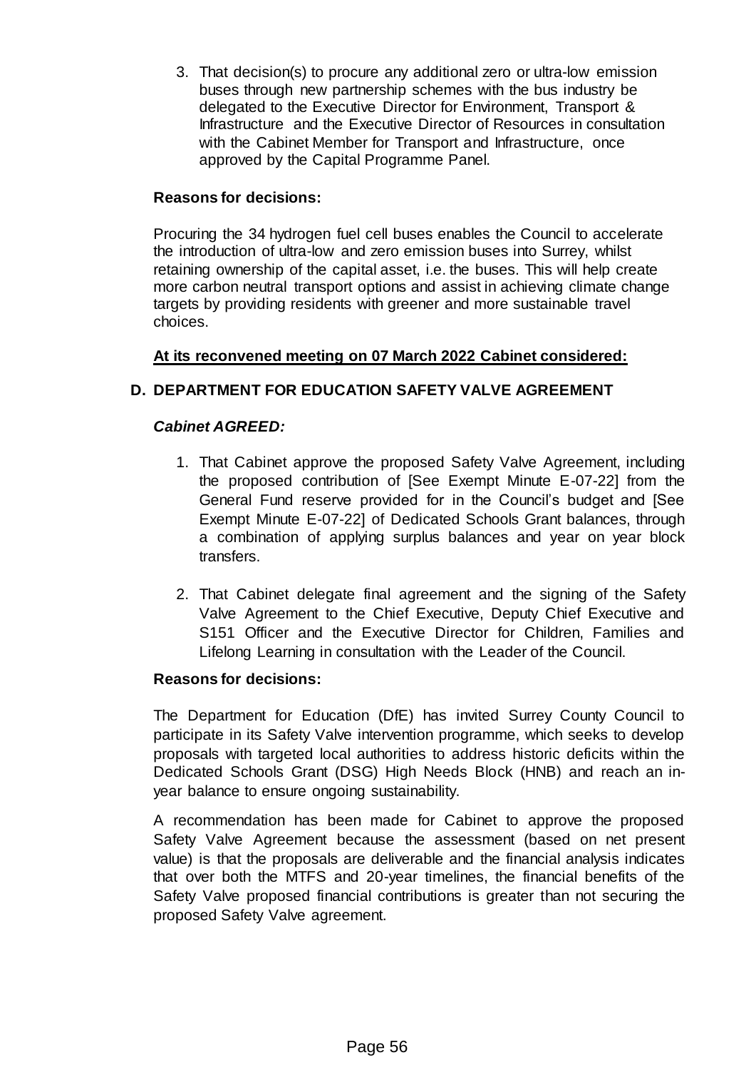3. That decision(s) to procure any additional zero or ultra-low emission buses through new partnership schemes with the bus industry be delegated to the Executive Director for Environment, Transport & Infrastructure and the Executive Director of Resources in consultation with the Cabinet Member for Transport and Infrastructure, once approved by the Capital Programme Panel.

**Reasons for decisions:**

Procuring the 34 hydrogen fuel cell buses enables the Council to accelerate the introduction of ultra-low and zero emission buses into Surrey, whilst retaining ownership of the capital asset, i.e. the buses. This will help create more carbon neutral transport options and assist in achieving climate change targets by providing residents with greener and more sustainable travel choices.

**At its reconvened meeting on 07 March 2022 Cabinet considered:**

## D. DEPARTMENT FOR EDUCATION SAFETY VALVE AGREEMENT

***Cabinet AGREED:***

1. That Cabinet approve the proposed Safety Valve Agreement, including the proposed contribution of [See Exempt Minute E-07-22] from the General Fund reserve provided for in the Council's budget and [See Exempt Minute E-07-22] of Dedicated Schools Grant balances, through a combination of applying surplus balances and year on year block transfers.

2. That Cabinet delegate final agreement and the signing of the Safety Valve Agreement to the Chief Executive, Deputy Chief Executive and S151 Officer and the Executive Director for Children, Families and Lifelong Learning in consultation with the Leader of the Council.

**Reasons for decisions:**

The Department for Education (DfE) has invited Surrey County Council to participate in its Safety Valve intervention programme, which seeks to develop proposals with targeted local authorities to address historic deficits within the Dedicated Schools Grant (DSG) High Needs Block (HNB) and reach an in-year balance to ensure ongoing sustainability.

A recommendation has been made for Cabinet to approve the proposed Safety Valve Agreement because the assessment (based on net present value) is that the proposals are deliverable and the financial analysis indicates that over both the MTFS and 20-year timelines, the financial benefits of the Safety Valve proposed financial contributions is greater than not securing the proposed Safety Valve agreement.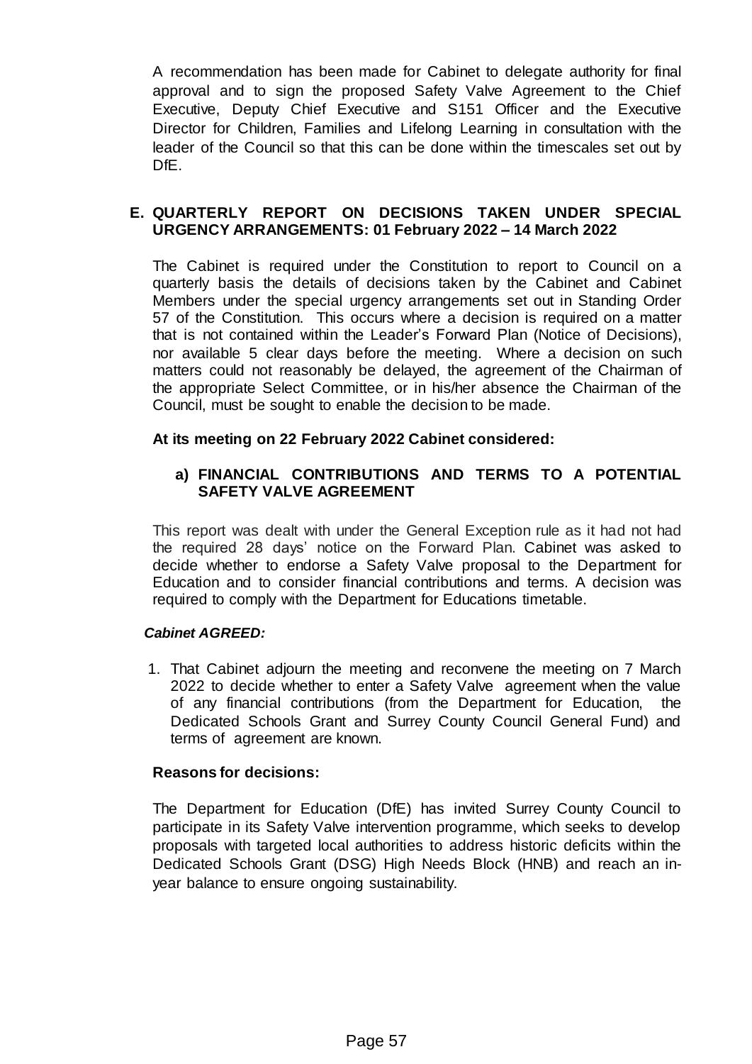A recommendation has been made for Cabinet to delegate authority for final approval and to sign the proposed Safety Valve Agreement to the Chief Executive, Deputy Chief Executive and S151 Officer and the Executive Director for Children, Families and Lifelong Learning in consultation with the leader of the Council so that this can be done within the timescales set out by DfE.

## E. QUARTERLY REPORT ON DECISIONS TAKEN UNDER SPECIAL URGENCY ARRANGEMENTS: 01 February 2022 – 14 March 2022

The Cabinet is required under the Constitution to report to Council on a quarterly basis the details of decisions taken by the Cabinet and Cabinet Members under the special urgency arrangements set out in Standing Order 57 of the Constitution. This occurs where a decision is required on a matter that is not contained within the Leader's Forward Plan (Notice of Decisions), nor available 5 clear days before the meeting. Where a decision on such matters could not reasonably be delayed, the agreement of the Chairman of the appropriate Select Committee, or in his/her absence the Chairman of the Council, must be sought to enable the decision to be made.

**At its meeting on 22 February 2022 Cabinet considered:**

### a) FINANCIAL CONTRIBUTIONS AND TERMS TO A POTENTIAL SAFETY VALVE AGREEMENT

This report was dealt with under the General Exception rule as it had not had the required 28 days' notice on the Forward Plan. Cabinet was asked to decide whether to endorse a Safety Valve proposal to the Department for Education and to consider financial contributions and terms. A decision was required to comply with the Department for Educations timetable.

***Cabinet AGREED:***

1. That Cabinet adjourn the meeting and reconvene the meeting on 7 March 2022 to decide whether to enter a Safety Valve agreement when the value of any financial contributions (from the Department for Education, the Dedicated Schools Grant and Surrey County Council General Fund) and terms of agreement are known.

**Reasons for decisions:**

The Department for Education (DfE) has invited Surrey County Council to participate in its Safety Valve intervention programme, which seeks to develop proposals with targeted local authorities to address historic deficits within the Dedicated Schools Grant (DSG) High Needs Block (HNB) and reach an in-year balance to ensure ongoing sustainability.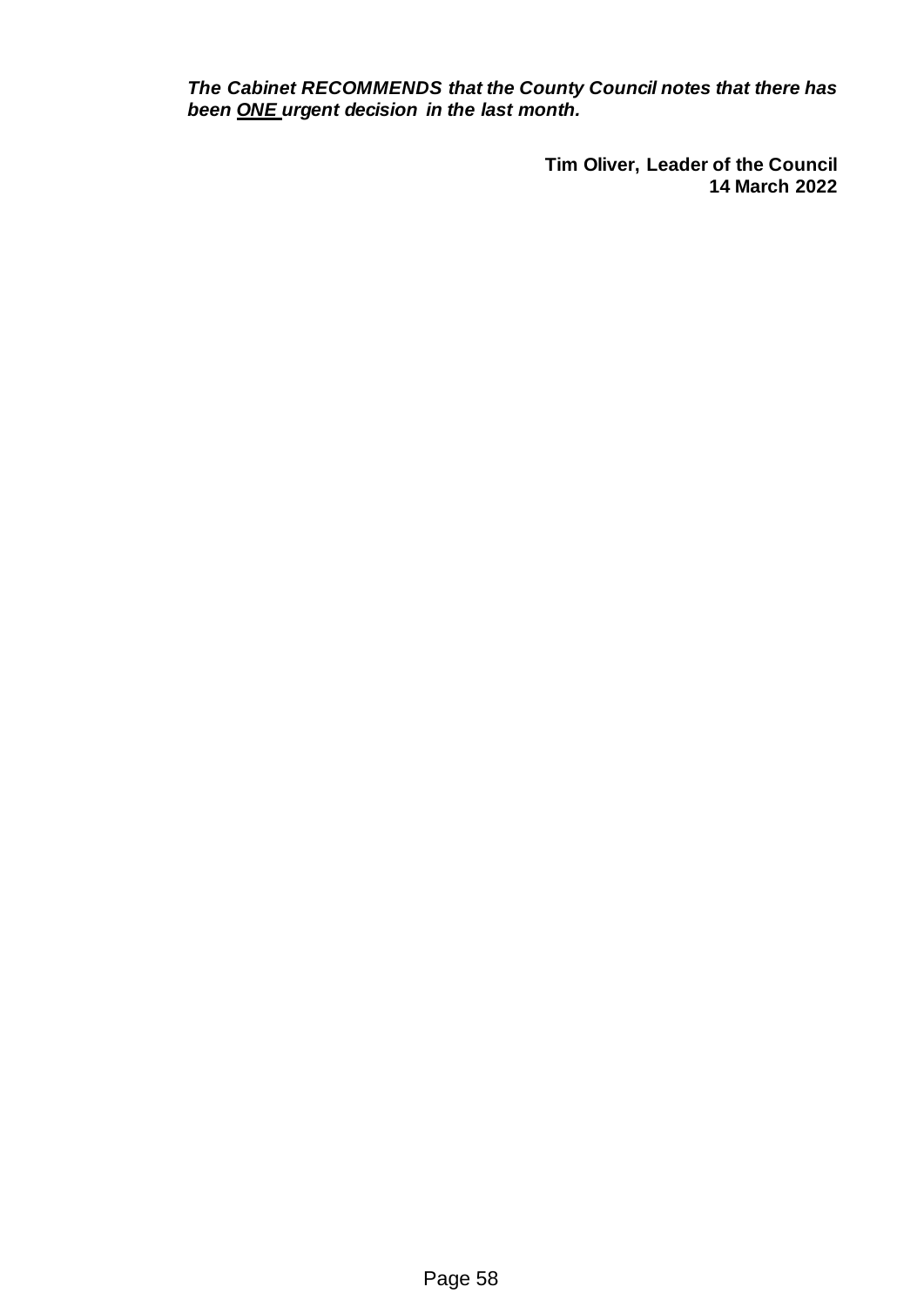***The Cabinet RECOMMENDS that the County Council notes that there has been <u>ONE</u> urgent decision in the last month.***

**Tim Oliver, Leader of the Council**
**14 March 2022**